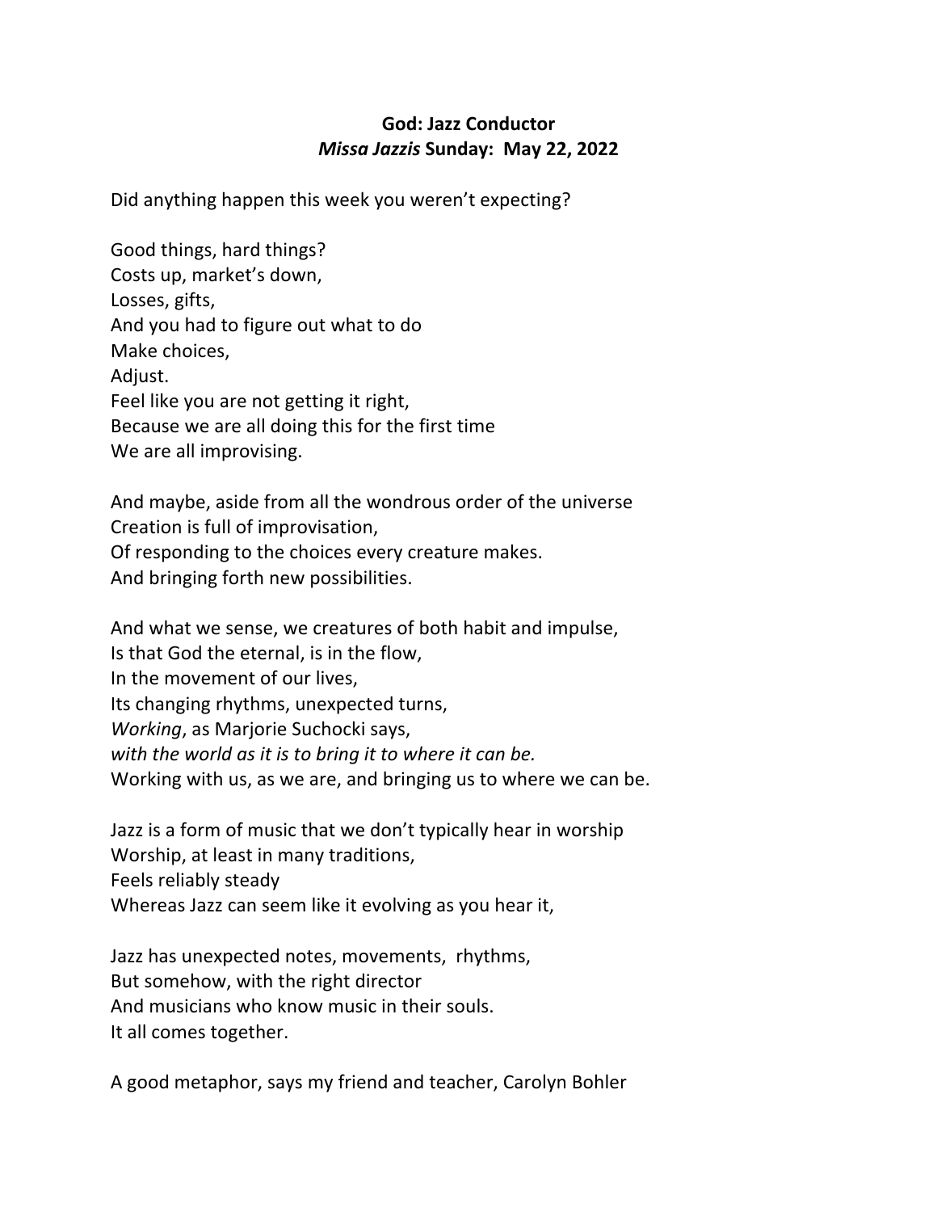**God: Jazz Conductor**

***Missa Jazzis* Sunday: May 22, 2022**

Did anything happen this week you weren't expecting?

Good things, hard things?
Costs up, market's down,
Losses, gifts,
And you had to figure out what to do
Make choices,
Adjust.
Feel like you are not getting it right,
Because we are all doing this for the first time
We are all improvising.

And maybe, aside from all the wondrous order of the universe
Creation is full of improvisation,
Of responding to the choices every creature makes.
And bringing forth new possibilities.

And what we sense, we creatures of both habit and impulse,
Is that God the eternal, is in the flow,
In the movement of our lives,
Its changing rhythms, unexpected turns,
*Working*, as Marjorie Suchocki says,
*with the world as it is to bring it to where it can be.*
Working with us, as we are, and bringing us to where we can be.

Jazz is a form of music that we don't typically hear in worship
Worship, at least in many traditions,
Feels reliably steady
Whereas Jazz can seem like it evolving as you hear it,

Jazz has unexpected notes, movements, rhythms,
But somehow, with the right director
And musicians who know music in their souls.
It all comes together.

A good metaphor, says my friend and teacher, Carolyn Bohler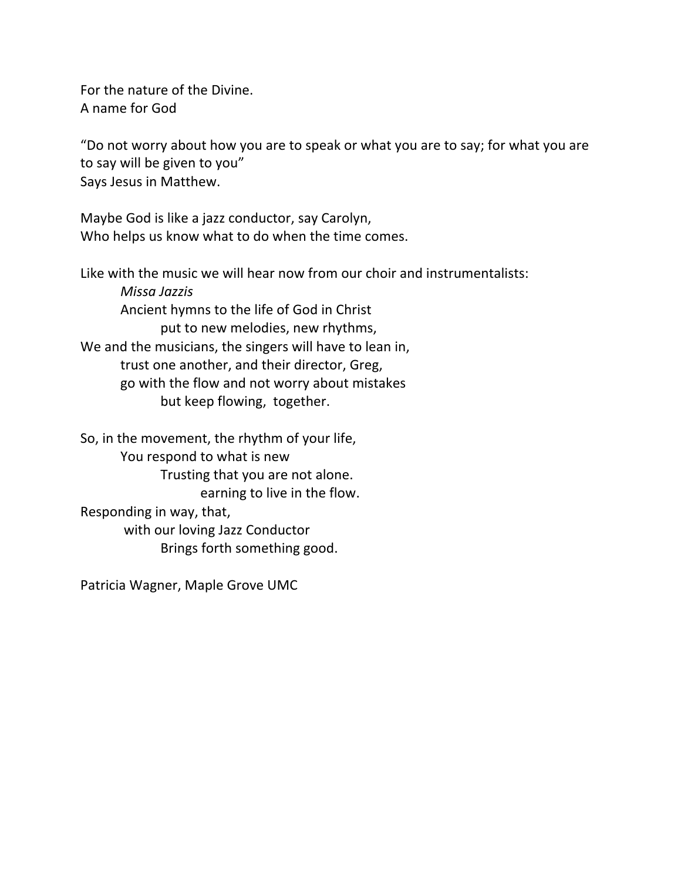For the nature of the Divine.
A name for God

"Do not worry about how you are to speak or what you are to say; for what you are to say will be given to you"
Says Jesus in Matthew.

Maybe God is like a jazz conductor, say Carolyn,
Who helps us know what to do when the time comes.

Like with the music we will hear now from our choir and instrumentalists:
    *Missa Jazzis*
    Ancient hymns to the life of God in Christ
        put to new melodies, new rhythms,
We and the musicians, the singers will have to lean in,
    trust one another, and their director, Greg,
    go with the flow and not worry about mistakes
        but keep flowing, together.

So, in the movement, the rhythm of your life,
    You respond to what is new
        Trusting that you are not alone.
            earning to live in the flow.
Responding in way, that,
    with our loving Jazz Conductor
        Brings forth something good.

Patricia Wagner, Maple Grove UMC